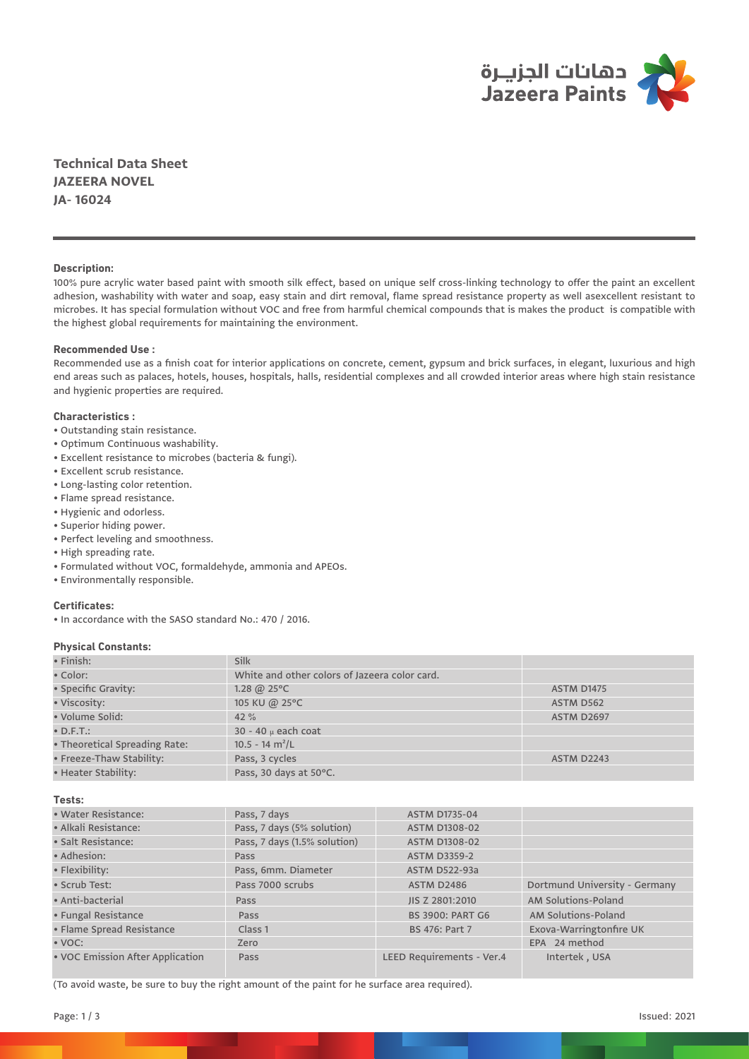دهانات الجزيـرة
Jazeera Paints

# Technical Data Sheet
## JAZEERA NOVEL
## JA- 16024

**Description:**

100% pure acrylic water based paint with smooth silk effect, based on unique self cross-linking technology to offer the paint an excellent adhesion, washability with water and soap, easy stain and dirt removal, flame spread resistance property as well asexcellent resistant to microbes. It has special formulation without VOC and free from harmful chemical compounds that is makes the product is compatible with the highest global requirements for maintaining the environment.

**Recommended Use :**

Recommended use as a finish coat for interior applications on concrete, cement, gypsum and brick surfaces, in elegant, luxurious and high end areas such as palaces, hotels, houses, hospitals, halls, residential complexes and all crowded interior areas where high stain resistance and hygienic properties are required.

**Characteristics :**

- Outstanding stain resistance.
- Optimum Continuous washability.
- Excellent resistance to microbes (bacteria & fungi).
- Excellent scrub resistance.
- Long-lasting color retention.
- Flame spread resistance.
- Hygienic and odorless.
- Superior hiding power.
- Perfect leveling and smoothness.
- High spreading rate.
- Formulated without VOC, formaldehyde, ammonia and APEOs.
- Environmentally responsible.

**Certificates:**

- In accordance with the SASO standard No.: 470 / 2016.

**Physical Constants:**

| | | |
|---|---|---|
| • Finish: | Silk | |
| • Color: | White and other colors of Jazeera color card. | |
| • Specific Gravity: | 1.28 @ 25°C | ASTM D1475 |
| • Viscosity: | 105 KU @ 25°C | ASTM D562 |
| • Volume Solid: | 42 % | ASTM D2697 |
| • D.F.T.: | 30 - 40 µ each coat | |
| • Theoretical Spreading Rate: | 10.5 - 14 $m^2$/L | |
| • Freeze-Thaw Stability: | Pass, 3 cycles | ASTM D2243 |
| • Heater Stability: | Pass, 30 days at 50°C. | |

**Tests:**

| | | | |
|---|---|---|---|
| • Water Resistance: | Pass, 7 days | ASTM D1735-04 | |
| • Alkali Resistance: | Pass, 7 days (5% solution) | ASTM D1308-02 | |
| • Salt Resistance: | Pass, 7 days (1.5% solution) | ASTM D1308-02 | |
| • Adhesion: | Pass | ASTM D3359-2 | |
| • Flexibility: | Pass, 6mm. Diameter | ASTM D522-93a | |
| • Scrub Test: | Pass 7000 scrubs | ASTM D2486 | Dortmund University - Germany |
| • Anti-bacterial | Pass | JIS Z 2801:2010 | AM Solutions-Poland |
| • Fungal Resistance | Pass | BS 3900: PART G6 | AM Solutions-Poland |
| • Flame Spread Resistance | Class 1 | BS 476: Part 7 | Exova-Warringtonfire UK |
| • VOC: | Zero | | EPA 24 method |
| • VOC Emission After Application | Pass | LEED Requirements - Ver.4 | Intertek , USA |

(To avoid waste, be sure to buy the right amount of the paint for he surface area required).

Issued: 2021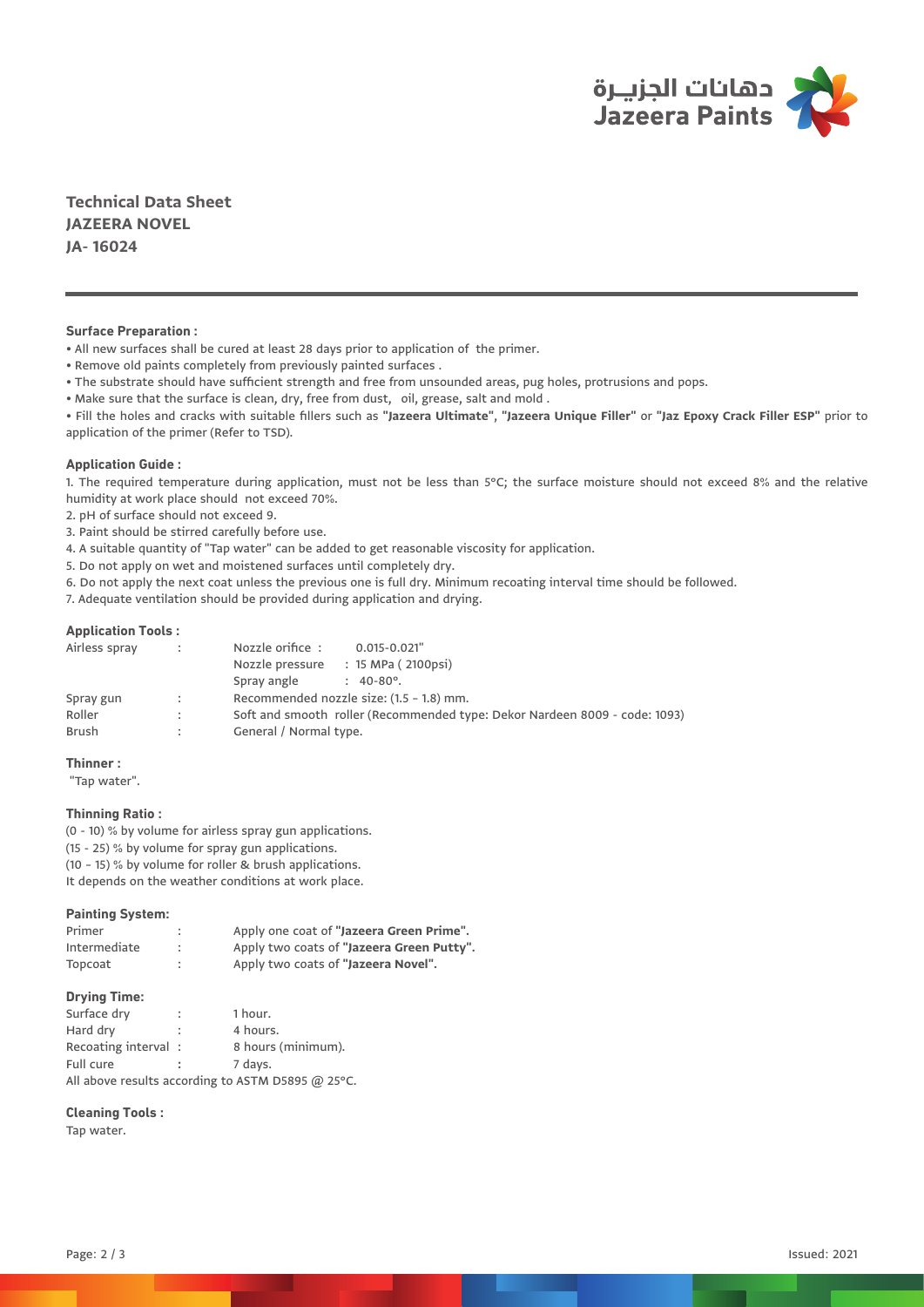**Technical Data Sheet**
**JAZEERA NOVEL**
**JA- 16024**

---

**Surface Preparation :**

- All new surfaces shall be cured at least 28 days prior to application of the primer.
- Remove old paints completely from previously painted surfaces .
- The substrate should have sufficient strength and free from unsounded areas, pug holes, protrusions and pops.
- Make sure that the surface is clean, dry, free from dust, oil, grease, salt and mold .
- Fill the holes and cracks with suitable fillers such as **"Jazeera Ultimate"**, **"Jazeera Unique Filler"** or **"Jaz Epoxy Crack Filler ESP"** prior to application of the primer (Refer to TSD).

**Application Guide :**

1. The required temperature during application, must not be less than 5°C; the surface moisture should not exceed 8% and the relative humidity at work place should not exceed 70%.
2. pH of surface should not exceed 9.
3. Paint should be stirred carefully before use.
4. A suitable quantity of "Tap water" can be added to get reasonable viscosity for application.
5. Do not apply on wet and moistened surfaces until completely dry.
6. Do not apply the next coat unless the previous one is full dry. Minimum recoating interval time should be followed.
7. Adequate ventilation should be provided during application and drying.

**Application Tools :**

| | | |
|---|---|---|
| Airless spray | : | Nozzle orifice : 0.015-0.021" |
| | | Nozzle pressure : 15 MPa ( 2100psi) |
| | | Spray angle : 40-80°. |
| Spray gun | : | Recommended nozzle size: (1.5 - 1.8) mm. |
| Roller | : | Soft and smooth roller (Recommended type: Dekor Nardeen 8009 - code: 1093) |
| Brush | : | General / Normal type. |

**Thinner :**

"Tap water".

**Thinning Ratio :**

(0 - 10) % by volume for airless spray gun applications.
(15 - 25) % by volume for spray gun applications.
(10 - 15) % by volume for roller & brush applications.
It depends on the weather conditions at work place.

**Painting System:**

| | | |
|---|---|---|
| Primer | : | Apply one coat of **"Jazeera Green Prime".** |
| Intermediate | : | Apply two coats of **"Jazeera Green Putty".** |
| Topcoat | : | Apply two coats of **"Jazeera Novel".** |

**Drying Time:**

| | | |
|---|---|---|
| Surface dry | : | 1 hour. |
| Hard dry | : | 4 hours. |
| Recoating interval | : | 8 hours (minimum). |
| Full cure | : | 7 days. |

All above results according to ASTM D5895 @ 25°C.

**Cleaning Tools :**

Tap water.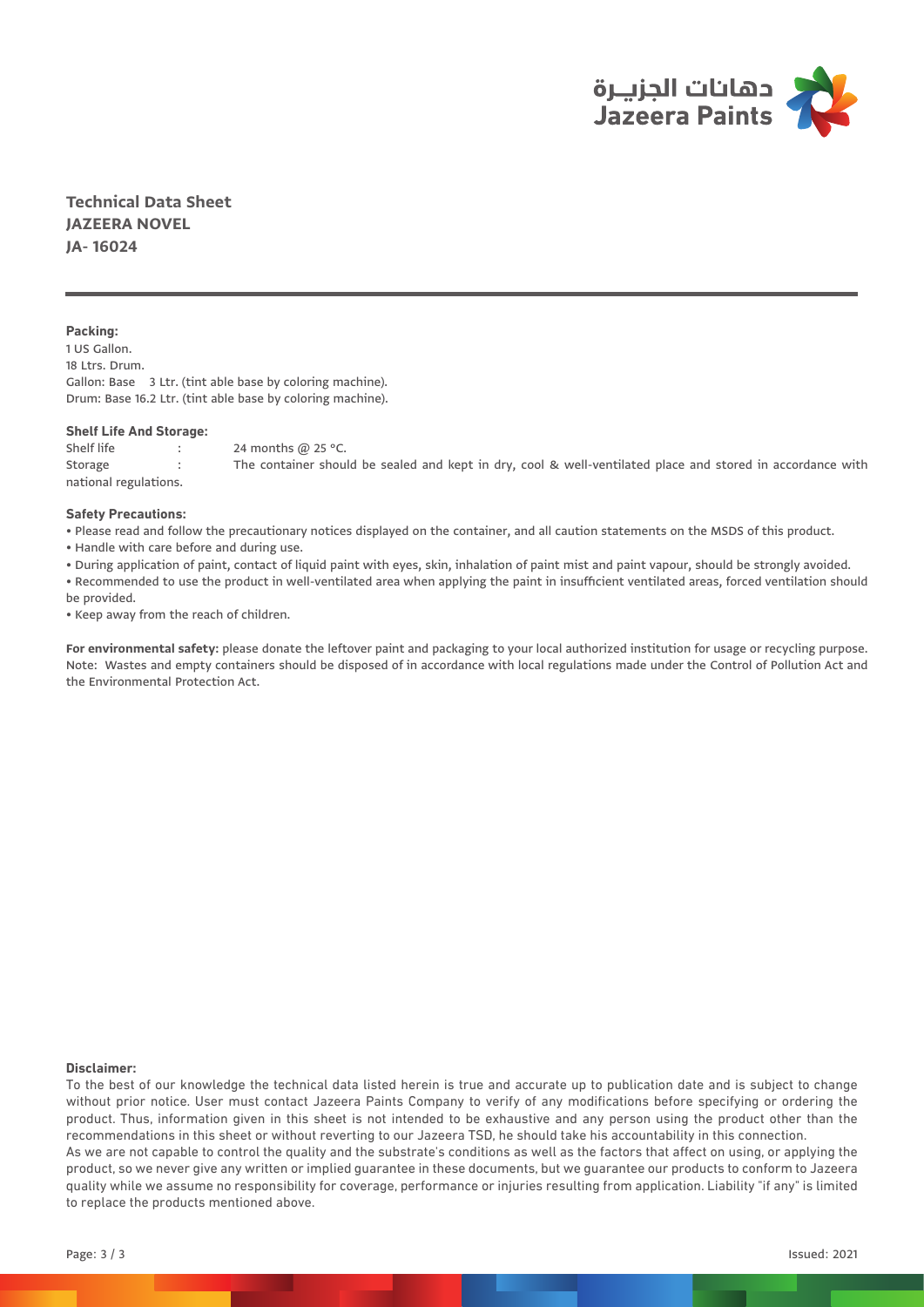دهانات الجزيـرة
Jazeera Paints

**Technical Data Sheet**
**JAZEERA NOVEL**
**JA- 16024**

---

**Packing:**

1 US Gallon.
18 Ltrs. Drum.
Gallon: Base 3 Ltr. (tint able base by coloring machine).
Drum: Base 16.2 Ltr. (tint able base by coloring machine).

**Shelf Life And Storage:**

Shelf life : 24 months @ 25 °C.
Storage : The container should be sealed and kept in dry, cool & well-ventilated place and stored in accordance with national regulations.

**Safety Precautions:**

- Please read and follow the precautionary notices displayed on the container, and all caution statements on the MSDS of this product.
- Handle with care before and during use.
- During application of paint, contact of liquid paint with eyes, skin, inhalation of paint mist and paint vapour, should be strongly avoided.
- Recommended to use the product in well-ventilated area when applying the paint in insufficient ventilated areas, forced ventilation should be provided.
- Keep away from the reach of children.

**For environmental safety:** please donate the leftover paint and packaging to your local authorized institution for usage or recycling purpose.
Note: Wastes and empty containers should be disposed of in accordance with local regulations made under the Control of Pollution Act and the Environmental Protection Act.

**Disclaimer:**

To the best of our knowledge the technical data listed herein is true and accurate up to publication date and is subject to change without prior notice. User must contact Jazeera Paints Company to verify of any modifications before specifying or ordering the product. Thus, information given in this sheet is not intended to be exhaustive and any person using the product other than the recommendations in this sheet or without reverting to our Jazeera TSD, he should take his accountability in this connection.
As we are not capable to control the quality and the substrate's conditions as well as the factors that affect on using, or applying the product, so we never give any written or implied guarantee in these documents, but we guarantee our products to conform to Jazeera quality while we assume no responsibility for coverage, performance or injuries resulting from application. Liability "if any" is limited to replace the products mentioned above.

Issued: 2021